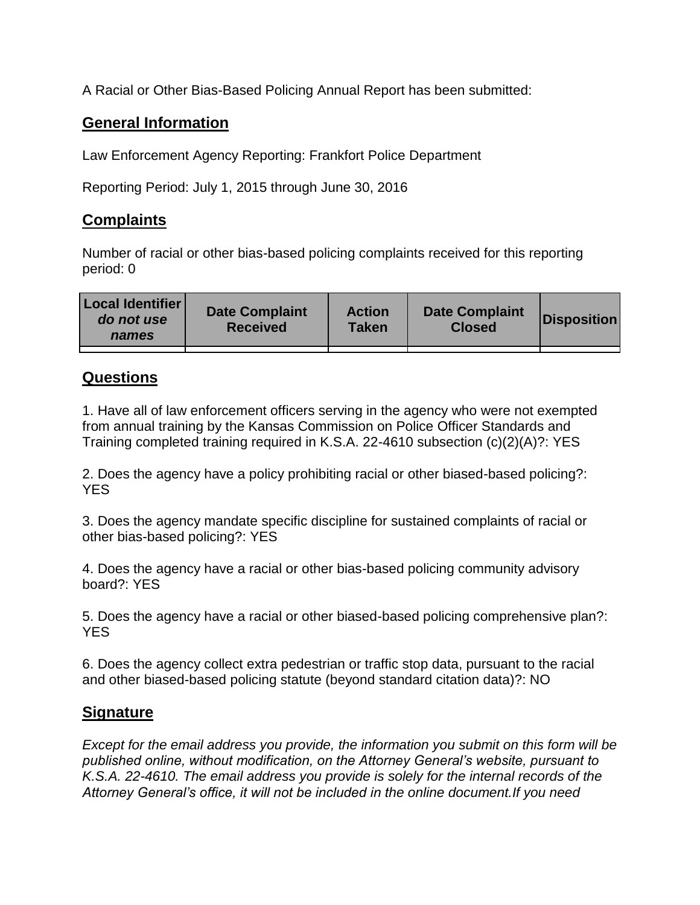A Racial or Other Bias-Based Policing Annual Report has been submitted:

## General Information

Law Enforcement Agency Reporting: Frankfort Police Department

Reporting Period: July 1, 2015 through June 30, 2016

## Complaints

Number of racial or other bias-based policing complaints received for this reporting period: 0

| **Local Identifier** ***do not use names*** | **Date Complaint Received** | **Action Taken** | **Date Complaint Closed** | **Disposition** |
|---|---|---|---|---|
| | | | | |

## Questions

1. Have all of law enforcement officers serving in the agency who were not exempted from annual training by the Kansas Commission on Police Officer Standards and Training completed training required in K.S.A. 22-4610 subsection (c)(2)(A)?: YES

2. Does the agency have a policy prohibiting racial or other biased-based policing?: YES

3. Does the agency mandate specific discipline for sustained complaints of racial or other bias-based policing?: YES

4. Does the agency have a racial or other bias-based policing community advisory board?: YES

5. Does the agency have a racial or other biased-based policing comprehensive plan?: YES

6. Does the agency collect extra pedestrian or traffic stop data, pursuant to the racial and other biased-based policing statute (beyond standard citation data)?: NO

## Signature

*Except for the email address you provide, the information you submit on this form will be published online, without modification, on the Attorney General's website, pursuant to K.S.A. 22-4610. The email address you provide is solely for the internal records of the Attorney General's office, it will not be included in the online document.If you need*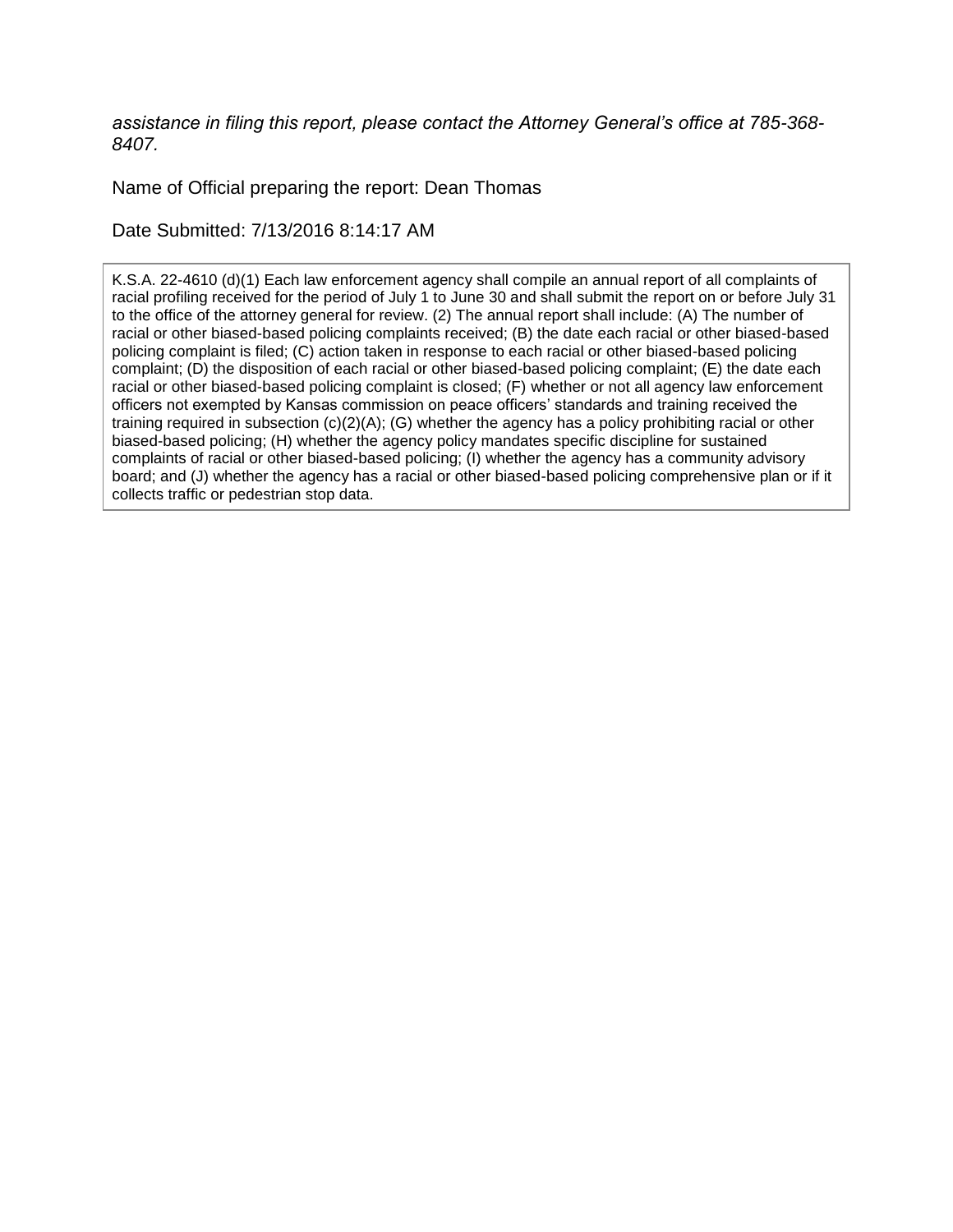*assistance in filing this report, please contact the Attorney General's office at 785-368-8407.*

Name of Official preparing the report: Dean Thomas

Date Submitted: 7/13/2016 8:14:17 AM

K.S.A. 22-4610 (d)(1) Each law enforcement agency shall compile an annual report of all complaints of racial profiling received for the period of July 1 to June 30 and shall submit the report on or before July 31 to the office of the attorney general for review. (2) The annual report shall include: (A) The number of racial or other biased-based policing complaints received; (B) the date each racial or other biased-based policing complaint is filed; (C) action taken in response to each racial or other biased-based policing complaint; (D) the disposition of each racial or other biased-based policing complaint; (E) the date each racial or other biased-based policing complaint is closed; (F) whether or not all agency law enforcement officers not exempted by Kansas commission on peace officers' standards and training received the training required in subsection (c)(2)(A); (G) whether the agency has a policy prohibiting racial or other biased-based policing; (H) whether the agency policy mandates specific discipline for sustained complaints of racial or other biased-based policing; (I) whether the agency has a community advisory board; and (J) whether the agency has a racial or other biased-based policing comprehensive plan or if it collects traffic or pedestrian stop data.